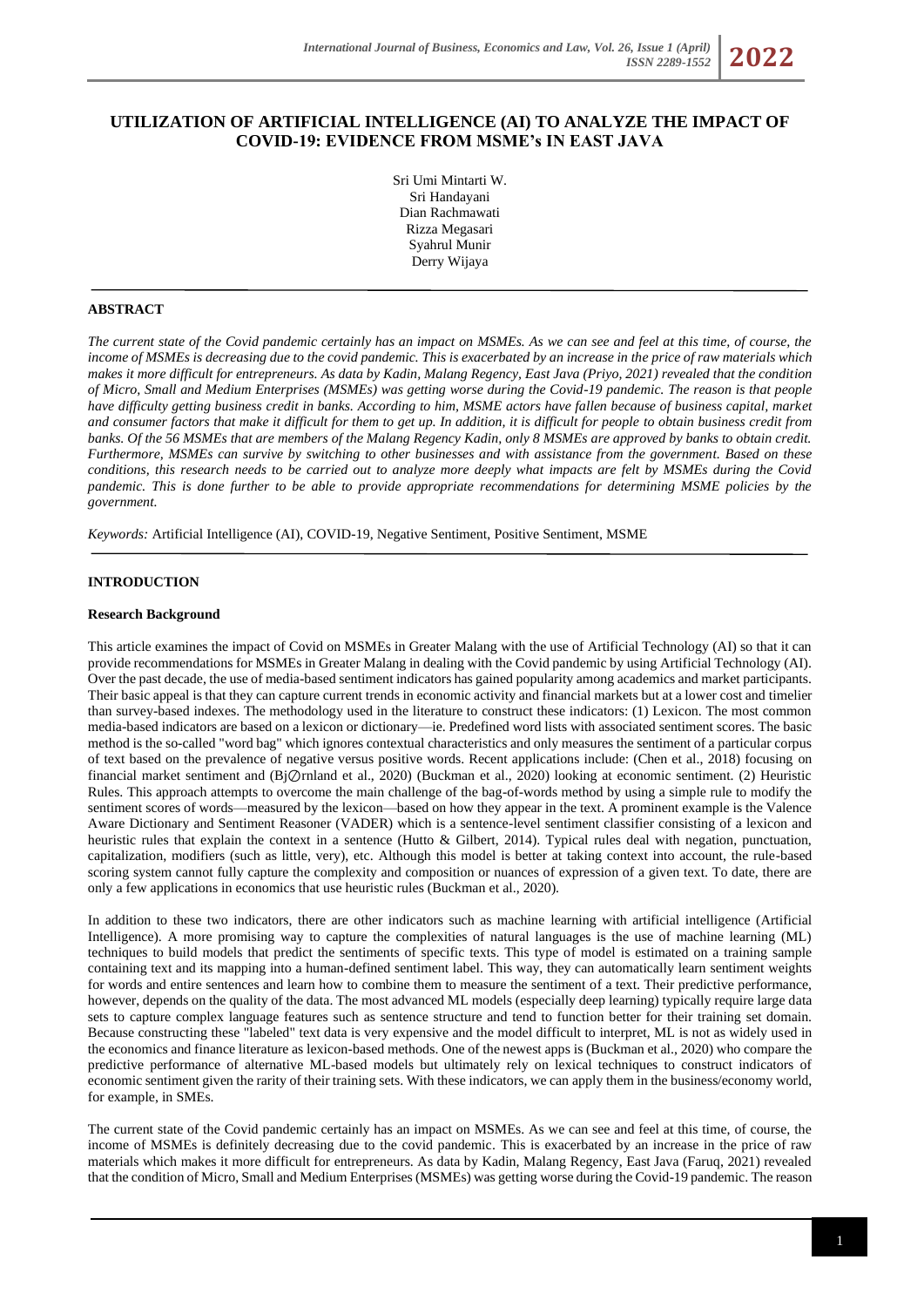# UTILIZATION OF ARTIFICIAL INTELLIGENCE (AI) TO ANALYZE THE IMPACT OF COVID-19: EVIDENCE FROM MSME's IN EAST JAVA

Sri Umi Mintarti W.
Sri Handayani
Dian Rachmawati
Rizza Megasari
Syahrul Munir
Derry Wijaya

## ABSTRACT

*The current state of the Covid pandemic certainly has an impact on MSMEs. As we can see and feel at this time, of course, the income of MSMEs is decreasing due to the covid pandemic. This is exacerbated by an increase in the price of raw materials which makes it more difficult for entrepreneurs. As data by Kadin, Malang Regency, East Java (Priyo, 2021) revealed that the condition of Micro, Small and Medium Enterprises (MSMEs) was getting worse during the Covid-19 pandemic. The reason is that people have difficulty getting business credit in banks. According to him, MSME actors have fallen because of business capital, market and consumer factors that make it difficult for them to get up. In addition, it is difficult for people to obtain business credit from banks. Of the 56 MSMEs that are members of the Malang Regency Kadin, only 8 MSMEs are approved by banks to obtain credit. Furthermore, MSMEs can survive by switching to other businesses and with assistance from the government. Based on these conditions, this research needs to be carried out to analyze more deeply what impacts are felt by MSMEs during the Covid pandemic. This is done further to be able to provide appropriate recommendations for determining MSME policies by the government.*

*Keywords:* Artificial Intelligence (AI), COVID-19, Negative Sentiment, Positive Sentiment, MSME

## INTRODUCTION

### Research Background

This article examines the impact of Covid on MSMEs in Greater Malang with the use of Artificial Technology (AI) so that it can provide recommendations for MSMEs in Greater Malang in dealing with the Covid pandemic by using Artificial Technology (AI). Over the past decade, the use of media-based sentiment indicators has gained popularity among academics and market participants. Their basic appeal is that they can capture current trends in economic activity and financial markets but at a lower cost and timelier than survey-based indexes. The methodology used in the literature to construct these indicators: (1) Lexicon. The most common media-based indicators are based on a lexicon or dictionary—ie. Predefined word lists with associated sentiment scores. The basic method is the so-called "word bag" which ignores contextual characteristics and only measures the sentiment of a particular corpus of text based on the prevalence of negative versus positive words. Recent applications include: (Chen et al., 2018) focusing on financial market sentiment and (Bj∅rnland et al., 2020) (Buckman et al., 2020) looking at economic sentiment. (2) Heuristic Rules. This approach attempts to overcome the main challenge of the bag-of-words method by using a simple rule to modify the sentiment scores of words—measured by the lexicon—based on how they appear in the text. A prominent example is the Valence Aware Dictionary and Sentiment Reasoner (VADER) which is a sentence-level sentiment classifier consisting of a lexicon and heuristic rules that explain the context in a sentence (Hutto & Gilbert, 2014). Typical rules deal with negation, punctuation, capitalization, modifiers (such as little, very), etc. Although this model is better at taking context into account, the rule-based scoring system cannot fully capture the complexity and composition or nuances of expression of a given text. To date, there are only a few applications in economics that use heuristic rules (Buckman et al., 2020).

In addition to these two indicators, there are other indicators such as machine learning with artificial intelligence (Artificial Intelligence). A more promising way to capture the complexities of natural languages is the use of machine learning (ML) techniques to build models that predict the sentiments of specific texts. This type of model is estimated on a training sample containing text and its mapping into a human-defined sentiment label. This way, they can automatically learn sentiment weights for words and entire sentences and learn how to combine them to measure the sentiment of a text. Their predictive performance, however, depends on the quality of the data. The most advanced ML models (especially deep learning) typically require large data sets to capture complex language features such as sentence structure and tend to function better for their training set domain. Because constructing these "labeled" text data is very expensive and the model difficult to interpret, ML is not as widely used in the economics and finance literature as lexicon-based methods. One of the newest apps is (Buckman et al., 2020) who compare the predictive performance of alternative ML-based models but ultimately rely on lexical techniques to construct indicators of economic sentiment given the rarity of their training sets. With these indicators, we can apply them in the business/economy world, for example, in SMEs.

The current state of the Covid pandemic certainly has an impact on MSMEs. As we can see and feel at this time, of course, the income of MSMEs is definitely decreasing due to the covid pandemic. This is exacerbated by an increase in the price of raw materials which makes it more difficult for entrepreneurs. As data by Kadin, Malang Regency, East Java (Faruq, 2021) revealed that the condition of Micro, Small and Medium Enterprises (MSMEs) was getting worse during the Covid-19 pandemic. The reason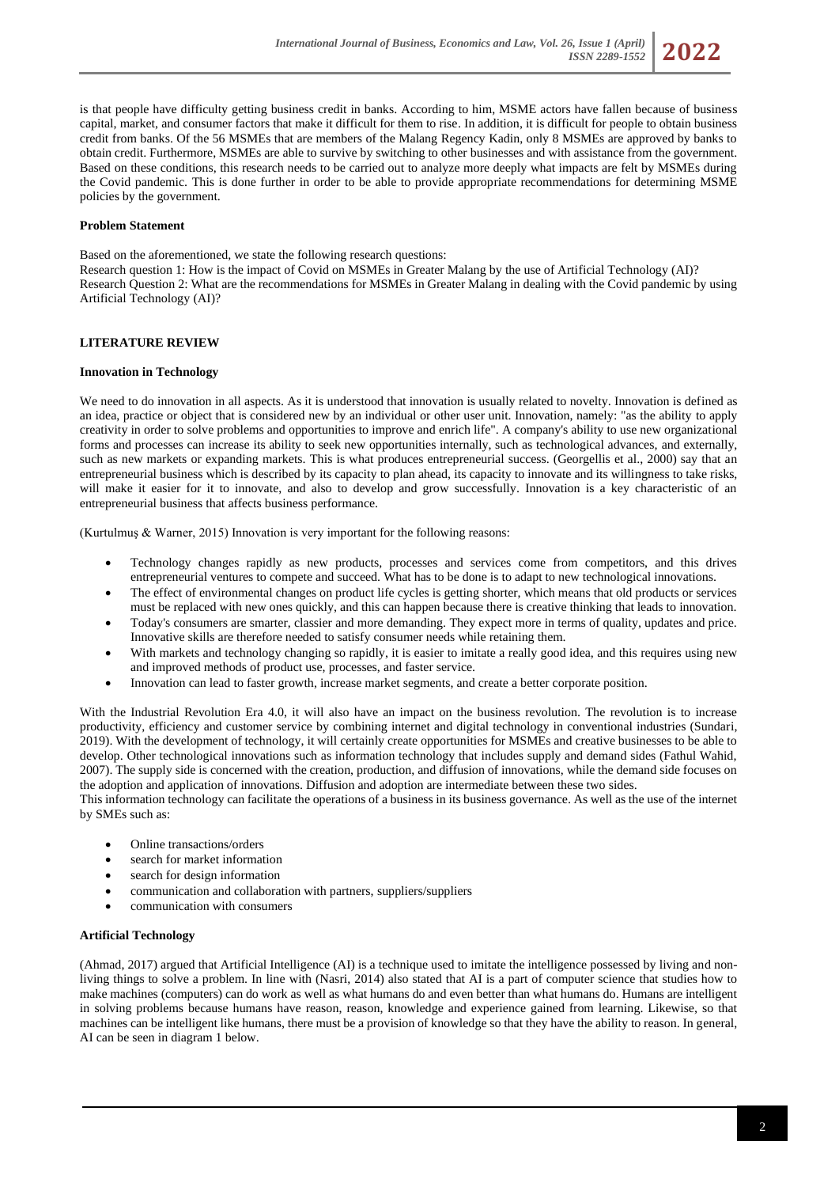is that people have difficulty getting business credit in banks. According to him, MSME actors have fallen because of business capital, market, and consumer factors that make it difficult for them to rise. In addition, it is difficult for people to obtain business credit from banks. Of the 56 MSMEs that are members of the Malang Regency Kadin, only 8 MSMEs are approved by banks to obtain credit. Furthermore, MSMEs are able to survive by switching to other businesses and with assistance from the government. Based on these conditions, this research needs to be carried out to analyze more deeply what impacts are felt by MSMEs during the Covid pandemic. This is done further in order to be able to provide appropriate recommendations for determining MSME policies by the government.

### Problem Statement

Based on the aforementioned, we state the following research questions:
Research question 1: How is the impact of Covid on MSMEs in Greater Malang by the use of Artificial Technology (AI)?
Research Question 2: What are the recommendations for MSMEs in Greater Malang in dealing with the Covid pandemic by using Artificial Technology (AI)?

## LITERATURE REVIEW

### Innovation in Technology

We need to do innovation in all aspects. As it is understood that innovation is usually related to novelty. Innovation is defined as an idea, practice or object that is considered new by an individual or other user unit. Innovation, namely: "as the ability to apply creativity in order to solve problems and opportunities to improve and enrich life". A company's ability to use new organizational forms and processes can increase its ability to seek new opportunities internally, such as technological advances, and externally, such as new markets or expanding markets. This is what produces entrepreneurial success. (Georgellis et al., 2000) say that an entrepreneurial business which is described by its capacity to plan ahead, its capacity to innovate and its willingness to take risks, will make it easier for it to innovate, and also to develop and grow successfully. Innovation is a key characteristic of an entrepreneurial business that affects business performance.

(Kurtulmuş & Warner, 2015) Innovation is very important for the following reasons:

- Technology changes rapidly as new products, processes and services come from competitors, and this drives entrepreneurial ventures to compete and succeed. What has to be done is to adapt to new technological innovations.
- The effect of environmental changes on product life cycles is getting shorter, which means that old products or services must be replaced with new ones quickly, and this can happen because there is creative thinking that leads to innovation.
- Today's consumers are smarter, classier and more demanding. They expect more in terms of quality, updates and price. Innovative skills are therefore needed to satisfy consumer needs while retaining them.
- With markets and technology changing so rapidly, it is easier to imitate a really good idea, and this requires using new and improved methods of product use, processes, and faster service.
- Innovation can lead to faster growth, increase market segments, and create a better corporate position.

With the Industrial Revolution Era 4.0, it will also have an impact on the business revolution. The revolution is to increase productivity, efficiency and customer service by combining internet and digital technology in conventional industries (Sundari, 2019). With the development of technology, it will certainly create opportunities for MSMEs and creative businesses to be able to develop. Other technological innovations such as information technology that includes supply and demand sides (Fathul Wahid, 2007). The supply side is concerned with the creation, production, and diffusion of innovations, while the demand side focuses on the adoption and application of innovations. Diffusion and adoption are intermediate between these two sides.
This information technology can facilitate the operations of a business in its business governance. As well as the use of the internet by SMEs such as:

- Online transactions/orders
- search for market information
- search for design information
- communication and collaboration with partners, suppliers/suppliers
- communication with consumers

### Artificial Technology

(Ahmad, 2017) argued that Artificial Intelligence (AI) is a technique used to imitate the intelligence possessed by living and non-living things to solve a problem. In line with (Nasri, 2014) also stated that AI is a part of computer science that studies how to make machines (computers) can do work as well as what humans do and even better than what humans do. Humans are intelligent in solving problems because humans have reason, reason, knowledge and experience gained from learning. Likewise, so that machines can be intelligent like humans, there must be a provision of knowledge so that they have the ability to reason. In general, AI can be seen in diagram 1 below.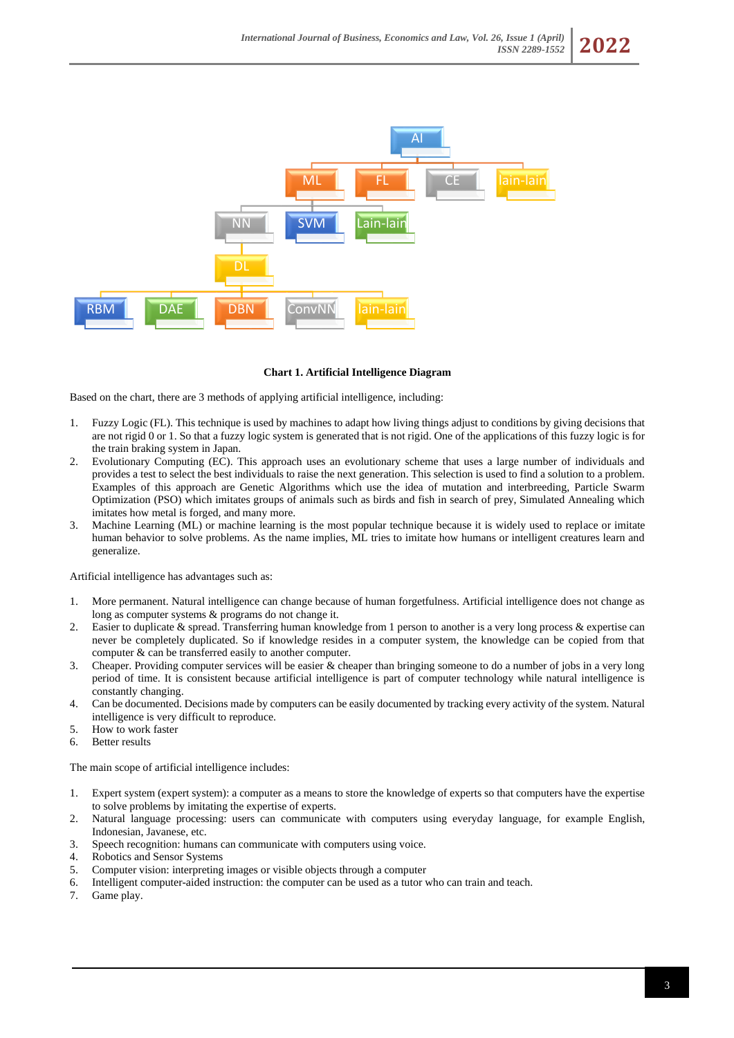**Chart 1. Artificial Intelligence Diagram**

Based on the chart, there are 3 methods of applying artificial intelligence, including:

1. Fuzzy Logic (FL). This technique is used by machines to adapt how living things adjust to conditions by giving decisions that are not rigid 0 or 1. So that a fuzzy logic system is generated that is not rigid. One of the applications of this fuzzy logic is for the train braking system in Japan.
2. Evolutionary Computing (EC). This approach uses an evolutionary scheme that uses a large number of individuals and provides a test to select the best individuals to raise the next generation. This selection is used to find a solution to a problem. Examples of this approach are Genetic Algorithms which use the idea of mutation and interbreeding, Particle Swarm Optimization (PSO) which imitates groups of animals such as birds and fish in search of prey, Simulated Annealing which imitates how metal is forged, and many more.
3. Machine Learning (ML) or machine learning is the most popular technique because it is widely used to replace or imitate human behavior to solve problems. As the name implies, ML tries to imitate how humans or intelligent creatures learn and generalize.

Artificial intelligence has advantages such as:

1. More permanent. Natural intelligence can change because of human forgetfulness. Artificial intelligence does not change as long as computer systems & programs do not change it.
2. Easier to duplicate & spread. Transferring human knowledge from 1 person to another is a very long process & expertise can never be completely duplicated. So if knowledge resides in a computer system, the knowledge can be copied from that computer & can be transferred easily to another computer.
3. Cheaper. Providing computer services will be easier & cheaper than bringing someone to do a number of jobs in a very long period of time. It is consistent because artificial intelligence is part of computer technology while natural intelligence is constantly changing.
4. Can be documented. Decisions made by computers can be easily documented by tracking every activity of the system. Natural intelligence is very difficult to reproduce.
5. How to work faster
6. Better results

The main scope of artificial intelligence includes:

1. Expert system (expert system): a computer as a means to store the knowledge of experts so that computers have the expertise to solve problems by imitating the expertise of experts.
2. Natural language processing: users can communicate with computers using everyday language, for example English, Indonesian, Javanese, etc.
3. Speech recognition: humans can communicate with computers using voice.
4. Robotics and Sensor Systems
5. Computer vision: interpreting images or visible objects through a computer
6. Intelligent computer-aided instruction: the computer can be used as a tutor who can train and teach.
7. Game play.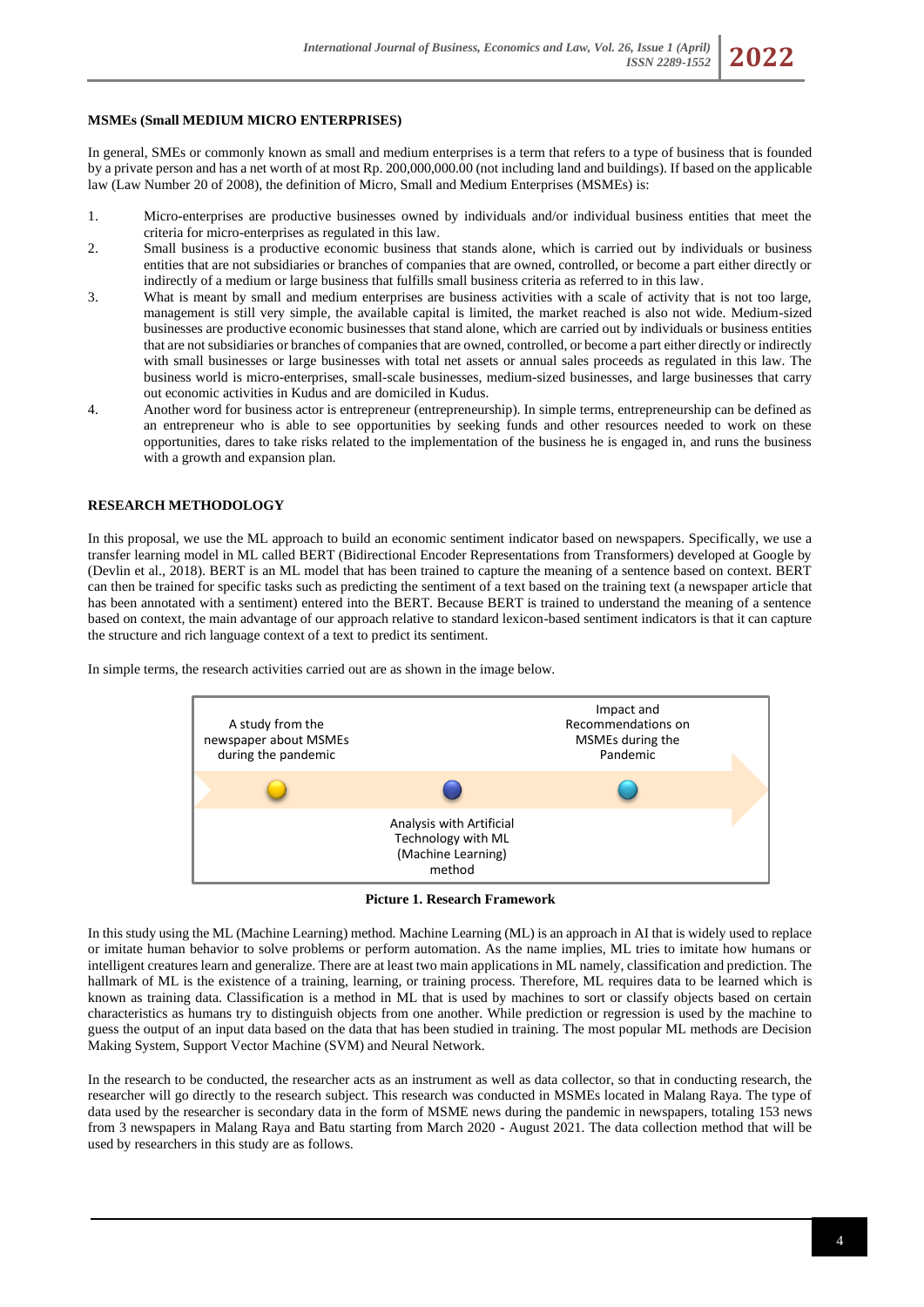**MSMEs (Small MEDIUM MICRO ENTERPRISES)**

In general, SMEs or commonly known as small and medium enterprises is a term that refers to a type of business that is founded by a private person and has a net worth of at most Rp. 200,000,000.00 (not including land and buildings). If based on the applicable law (Law Number 20 of 2008), the definition of Micro, Small and Medium Enterprises (MSMEs) is:

1. Micro-enterprises are productive businesses owned by individuals and/or individual business entities that meet the criteria for micro-enterprises as regulated in this law.
2. Small business is a productive economic business that stands alone, which is carried out by individuals or business entities that are not subsidiaries or branches of companies that are owned, controlled, or become a part either directly or indirectly of a medium or large business that fulfills small business criteria as referred to in this law.
3. What is meant by small and medium enterprises are business activities with a scale of activity that is not too large, management is still very simple, the available capital is limited, the market reached is also not wide. Medium-sized businesses are productive economic businesses that stand alone, which are carried out by individuals or business entities that are not subsidiaries or branches of companies that are owned, controlled, or become a part either directly or indirectly with small businesses or large businesses with total net assets or annual sales proceeds as regulated in this law. The business world is micro-enterprises, small-scale businesses, medium-sized businesses, and large businesses that carry out economic activities in Kudus and are domiciled in Kudus.
4. Another word for business actor is entrepreneur (entrepreneurship). In simple terms, entrepreneurship can be defined as an entrepreneur who is able to see opportunities by seeking funds and other resources needed to work on these opportunities, dares to take risks related to the implementation of the business he is engaged in, and runs the business with a growth and expansion plan.

**RESEARCH METHODOLOGY**

In this proposal, we use the ML approach to build an economic sentiment indicator based on newspapers. Specifically, we use a transfer learning model in ML called BERT (Bidirectional Encoder Representations from Transformers) developed at Google by (Devlin et al., 2018). BERT is an ML model that has been trained to capture the meaning of a sentence based on context. BERT can then be trained for specific tasks such as predicting the sentiment of a text based on the training text (a newspaper article that has been annotated with a sentiment) entered into the BERT. Because BERT is trained to understand the meaning of a sentence based on context, the main advantage of our approach relative to standard lexicon-based sentiment indicators is that it can capture the structure and rich language context of a text to predict its sentiment.

In simple terms, the research activities carried out are as shown in the image below.

A study from the newspaper about MSMEs during the pandemic → Analysis with Artificial Technology with ML (Machine Learning) method → Impact and Recommendations on MSMEs during the Pandemic

**Picture 1. Research Framework**

In this study using the ML (Machine Learning) method. Machine Learning (ML) is an approach in AI that is widely used to replace or imitate human behavior to solve problems or perform automation. As the name implies, ML tries to imitate how humans or intelligent creatures learn and generalize. There are at least two main applications in ML namely, classification and prediction. The hallmark of ML is the existence of a training, learning, or training process. Therefore, ML requires data to be learned which is known as training data. Classification is a method in ML that is used by machines to sort or classify objects based on certain characteristics as humans try to distinguish objects from one another. While prediction or regression is used by the machine to guess the output of an input data based on the data that has been studied in training. The most popular ML methods are Decision Making System, Support Vector Machine (SVM) and Neural Network.

In the research to be conducted, the researcher acts as an instrument as well as data collector, so that in conducting research, the researcher will go directly to the research subject. This research was conducted in MSMEs located in Malang Raya. The type of data used by the researcher is secondary data in the form of MSME news during the pandemic in newspapers, totaling 153 news from 3 newspapers in Malang Raya and Batu starting from March 2020 - August 2021. The data collection method that will be used by researchers in this study are as follows.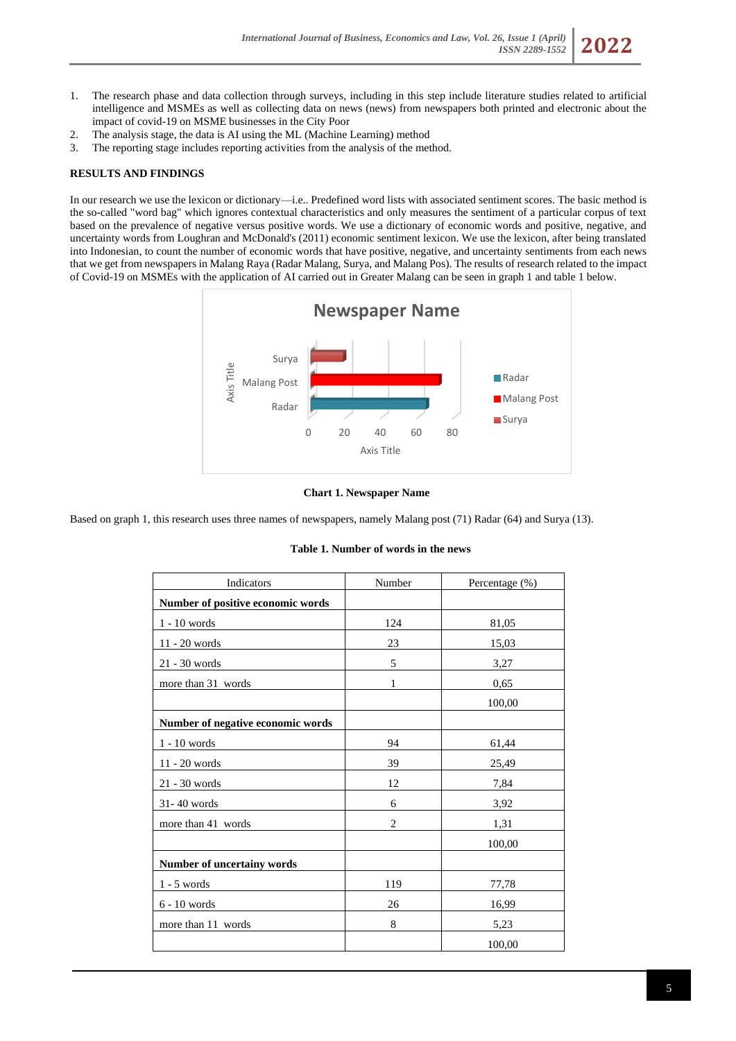1. The research phase and data collection through surveys, including in this step include literature studies related to artificial intelligence and MSMEs as well as collecting data on news (news) from newspapers both printed and electronic about the impact of covid-19 on MSME businesses in the City Poor
2. The analysis stage, the data is AI using the ML (Machine Learning) method
3. The reporting stage includes reporting activities from the analysis of the method.

## RESULTS AND FINDINGS

In our research we use the lexicon or dictionary—i.e.. Predefined word lists with associated sentiment scores. The basic method is the so-called "word bag" which ignores contextual characteristics and only measures the sentiment of a particular corpus of text based on the prevalence of negative versus positive words. We use a dictionary of economic words and positive, negative, and uncertainty words from Loughran and McDonald's (2011) economic sentiment lexicon. We use the lexicon, after being translated into Indonesian, to count the number of economic words that have positive, negative, and uncertainty sentiments from each news that we get from newspapers in Malang Raya (Radar Malang, Surya, and Malang Pos). The results of research related to the impact of Covid-19 on MSMEs with the application of AI carried out in Greater Malang can be seen in graph 1 and table 1 below.

**Chart 1. Newspaper Name**

Based on graph 1, this research uses three names of newspapers, namely Malang post (71) Radar (64) and Surya (13).

**Table 1. Number of words in the news**

| Indicators | Number | Percentage (%) |
|---|---|---|
| **Number of positive economic words** | | |
| 1 - 10 words | 124 | 81,05 |
| 11 - 20 words | 23 | 15,03 |
| 21 - 30 words | 5 | 3,27 |
| more than 31 words | 1 | 0,65 |
| | | 100,00 |
| **Number of negative economic words** | | |
| 1 - 10 words | 94 | 61,44 |
| 11 - 20 words | 39 | 25,49 |
| 21 - 30 words | 12 | 7,84 |
| 31- 40 words | 6 | 3,92 |
| more than 41 words | 2 | 1,31 |
| | | 100,00 |
| **Number of uncertainy words** | | |
| 1 - 5 words | 119 | 77,78 |
| 6 - 10 words | 26 | 16,99 |
| more than 11 words | 8 | 5,23 |
| | | 100,00 |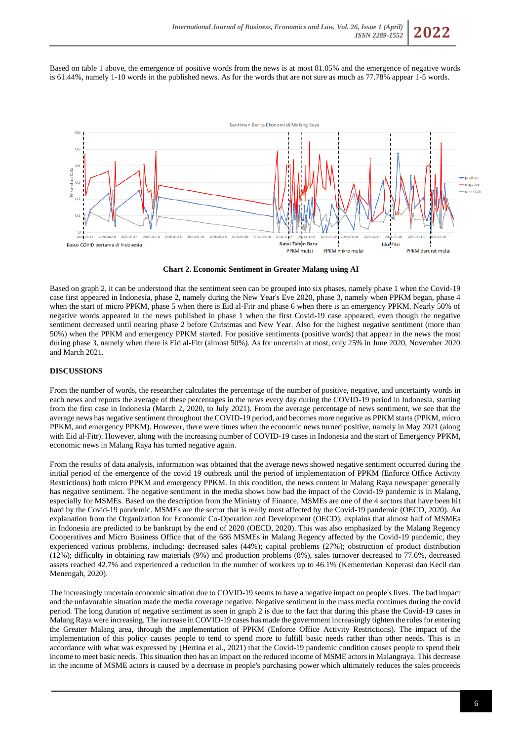Based on table 1 above, the emergence of positive words from the news is at most 81.05% and the emergence of negative words is 61.44%, namely 1-10 words in the published news. As for the words that are not sure as much as 77.78% appear 1-5 words.

**Chart 2. Economic Sentiment in Greater Malang using AI**

Based on graph 2, it can be understood that the sentiment seen can be grouped into six phases, namely phase 1 when the Covid-19 case first appeared in Indonesia, phase 2, namely during the New Year's Eve 2020, phase 3, namely when PPKM began, phase 4 when the start of micro PPKM, phase 5 when there is Eid al-Fitr and phase 6 when there is an emergency PPKM. Nearly 50% of negative words appeared in the news published in phase 1 when the first Covid-19 case appeared, even though the negative sentiment decreased until nearing phase 2 before Christmas and New Year. Also for the highest negative sentiment (more than 50%) when the PPKM and emergency PPKM started. For positive sentiments (positive words) that appear in the news the most during phase 3, namely when there is Eid al-Fitr (almost 50%). As for uncertain at most, only 25% in June 2020, November 2020 and March 2021.

## DISCUSSIONS

From the number of words, the researcher calculates the percentage of the number of positive, negative, and uncertainty words in each news and reports the average of these percentages in the news every day during the COVID-19 period in Indonesia, starting from the first case in Indonesia (March 2, 2020, to July 2021). From the average percentage of news sentiment, we see that the average news has negative sentiment throughout the COVID-19 period, and becomes more negative as PPKM starts (PPKM, micro PPKM, and emergency PPKM). However, there were times when the economic news turned positive, namely in May 2021 (along with Eid al-Fitr). However, along with the increasing number of COVID-19 cases in Indonesia and the start of Emergency PPKM, economic news in Malang Raya has turned negative again.

From the results of data analysis, information was obtained that the average news showed negative sentiment occurred during the initial period of the emergence of the covid 19 outbreak until the period of implementation of PPKM (Enforce Office Activity Restrictions) both micro PPKM and emergency PPKM. In this condition, the news content in Malang Raya newspaper generally has negative sentiment. The negative sentiment in the media shows how bad the impact of the Covid-19 pandemic is in Malang, especially for MSMEs. Based on the description from the Ministry of Finance, MSMEs are one of the 4 sectors that have been hit hard by the Covid-19 pandemic. MSMEs are the sector that is really most affected by the Covid-19 pandemic (OECD, 2020). An explanation from the Organization for Economic Co-Operation and Development (OECD), explains that almost half of MSMEs in Indonesia are predicted to be bankrupt by the end of 2020 (OECD, 2020). This was also emphasized by the Malang Regency Cooperatives and Micro Business Office that of the 686 MSMEs in Malang Regency affected by the Covid-19 pandemic, they experienced various problems, including: decreased sales (44%); capital problems (27%); obstruction of product distribution (12%); difficulty in obtaining raw materials (9%) and production problems (8%), sales turnover decreased to 77.6%, decreased assets reached 42.7% and experienced a reduction in the number of workers up to 46.1% (Kementerian Koperasi dan Kecil dan Menengah, 2020).

The increasingly uncertain economic situation due to COVID-19 seems to have a negative impact on people's lives. The bad impact and the unfavorable situation made the media coverage negative. Negative sentiment in the mass media continues during the covid period. The long duration of negative sentiment as seen in graph 2 is due to the fact that during this phase the Covid-19 cases in Malang Raya were increasing. The increase in COVID-19 cases has made the government increasingly tighten the rules for entering the Greater Malang area, through the implementation of PPKM (Enforce Office Activity Restrictions). The impact of the implementation of this policy causes people to tend to spend more to fulfill basic needs rather than other needs. This is in accordance with what was expressed by (Hertina et al., 2021) that the Covid-19 pandemic condition causes people to spend their income to meet basic needs. This situation then has an impact on the reduced income of MSME actors in Malangraya. This decrease in the income of MSME actors is caused by a decrease in people's purchasing power which ultimately reduces the sales proceeds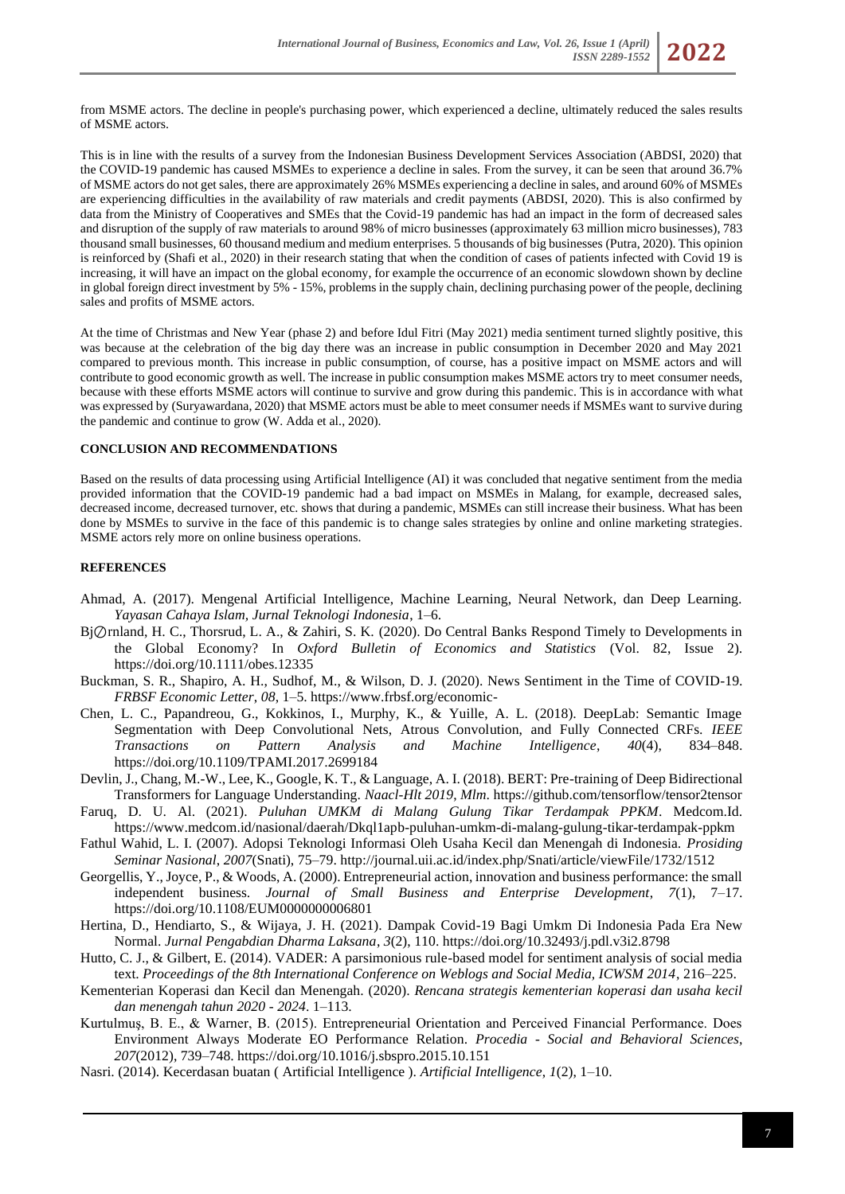from MSME actors. The decline in people's purchasing power, which experienced a decline, ultimately reduced the sales results of MSME actors.

This is in line with the results of a survey from the Indonesian Business Development Services Association (ABDSI, 2020) that the COVID-19 pandemic has caused MSMEs to experience a decline in sales. From the survey, it can be seen that around 36.7% of MSME actors do not get sales, there are approximately 26% MSMEs experiencing a decline in sales, and around 60% of MSMEs are experiencing difficulties in the availability of raw materials and credit payments (ABDSI, 2020). This is also confirmed by data from the Ministry of Cooperatives and SMEs that the Covid-19 pandemic has had an impact in the form of decreased sales and disruption of the supply of raw materials to around 98% of micro businesses (approximately 63 million micro businesses), 783 thousand small businesses, 60 thousand medium and medium enterprises. 5 thousands of big businesses (Putra, 2020). This opinion is reinforced by (Shafi et al., 2020) in their research stating that when the condition of cases of patients infected with Covid 19 is increasing, it will have an impact on the global economy, for example the occurrence of an economic slowdown shown by decline in global foreign direct investment by 5% - 15%, problems in the supply chain, declining purchasing power of the people, declining sales and profits of MSME actors.

At the time of Christmas and New Year (phase 2) and before Idul Fitri (May 2021) media sentiment turned slightly positive, this was because at the celebration of the big day there was an increase in public consumption in December 2020 and May 2021 compared to previous month. This increase in public consumption, of course, has a positive impact on MSME actors and will contribute to good economic growth as well. The increase in public consumption makes MSME actors try to meet consumer needs, because with these efforts MSME actors will continue to survive and grow during this pandemic. This is in accordance with what was expressed by (Suryawardana, 2020) that MSME actors must be able to meet consumer needs if MSMEs want to survive during the pandemic and continue to grow (W. Adda et al., 2020).

## CONCLUSION AND RECOMMENDATIONS

Based on the results of data processing using Artificial Intelligence (AI) it was concluded that negative sentiment from the media provided information that the COVID-19 pandemic had a bad impact on MSMEs in Malang, for example, decreased sales, decreased income, decreased turnover, etc. shows that during a pandemic, MSMEs can still increase their business. What has been done by MSMEs to survive in the face of this pandemic is to change sales strategies by online and online marketing strategies. MSME actors rely more on online business operations.

## REFERENCES

Ahmad, A. (2017). Mengenal Artificial Intelligence, Machine Learning, Neural Network, dan Deep Learning. *Yayasan Cahaya Islam, Jurnal Teknologi Indonesia*, 1–6.

Bj⊘rnland, H. C., Thorsrud, L. A., & Zahiri, S. K. (2020). Do Central Banks Respond Timely to Developments in the Global Economy? In *Oxford Bulletin of Economics and Statistics* (Vol. 82, Issue 2). https://doi.org/10.1111/obes.12335

Buckman, S. R., Shapiro, A. H., Sudhof, M., & Wilson, D. J. (2020). News Sentiment in the Time of COVID-19. *FRBSF Economic Letter*, *08*, 1–5. https://www.frbsf.org/economic-

Chen, L. C., Papandreou, G., Kokkinos, I., Murphy, K., & Yuille, A. L. (2018). DeepLab: Semantic Image Segmentation with Deep Convolutional Nets, Atrous Convolution, and Fully Connected CRFs. *IEEE Transactions on Pattern Analysis and Machine Intelligence*, *40*(4), 834–848. https://doi.org/10.1109/TPAMI.2017.2699184

Devlin, J., Chang, M.-W., Lee, K., Google, K. T., & Language, A. I. (2018). BERT: Pre-training of Deep Bidirectional Transformers for Language Understanding. *Naacl-Hlt 2019*, *Mlm*. https://github.com/tensorflow/tensor2tensor

Faruq, D. U. Al. (2021). *Puluhan UMKM di Malang Gulung Tikar Terdampak PPKM*. Medcom.Id. https://www.medcom.id/nasional/daerah/Dkql1apb-puluhan-umkm-di-malang-gulung-tikar-terdampak-ppkm

Fathul Wahid, L. I. (2007). Adopsi Teknologi Informasi Oleh Usaha Kecil dan Menengah di Indonesia. *Prosiding Seminar Nasional*, *2007*(Snati), 75–79. http://journal.uii.ac.id/index.php/Snati/article/viewFile/1732/1512

Georgellis, Y., Joyce, P., & Woods, A. (2000). Entrepreneurial action, innovation and business performance: the small independent business. *Journal of Small Business and Enterprise Development*, *7*(1), 7–17. https://doi.org/10.1108/EUM0000000006801

Hertina, D., Hendiarto, S., & Wijaya, J. H. (2021). Dampak Covid-19 Bagi Umkm Di Indonesia Pada Era New Normal. *Jurnal Pengabdian Dharma Laksana*, *3*(2), 110. https://doi.org/10.32493/j.pdl.v3i2.8798

Hutto, C. J., & Gilbert, E. (2014). VADER: A parsimonious rule-based model for sentiment analysis of social media text. *Proceedings of the 8th International Conference on Weblogs and Social Media, ICWSM 2014*, 216–225.

Kementerian Koperasi dan Kecil dan Menengah. (2020). *Rencana strategis kementerian koperasi dan usaha kecil dan menengah tahun 2020 - 2024*. 1–113.

Kurtulmuş, B. E., & Warner, B. (2015). Entrepreneurial Orientation and Perceived Financial Performance. Does Environment Always Moderate EO Performance Relation. *Procedia - Social and Behavioral Sciences*, *207*(2012), 739–748. https://doi.org/10.1016/j.sbspro.2015.10.151

Nasri. (2014). Kecerdasan buatan ( Artificial Intelligence ). *Artificial Intelligence*, *1*(2), 1–10.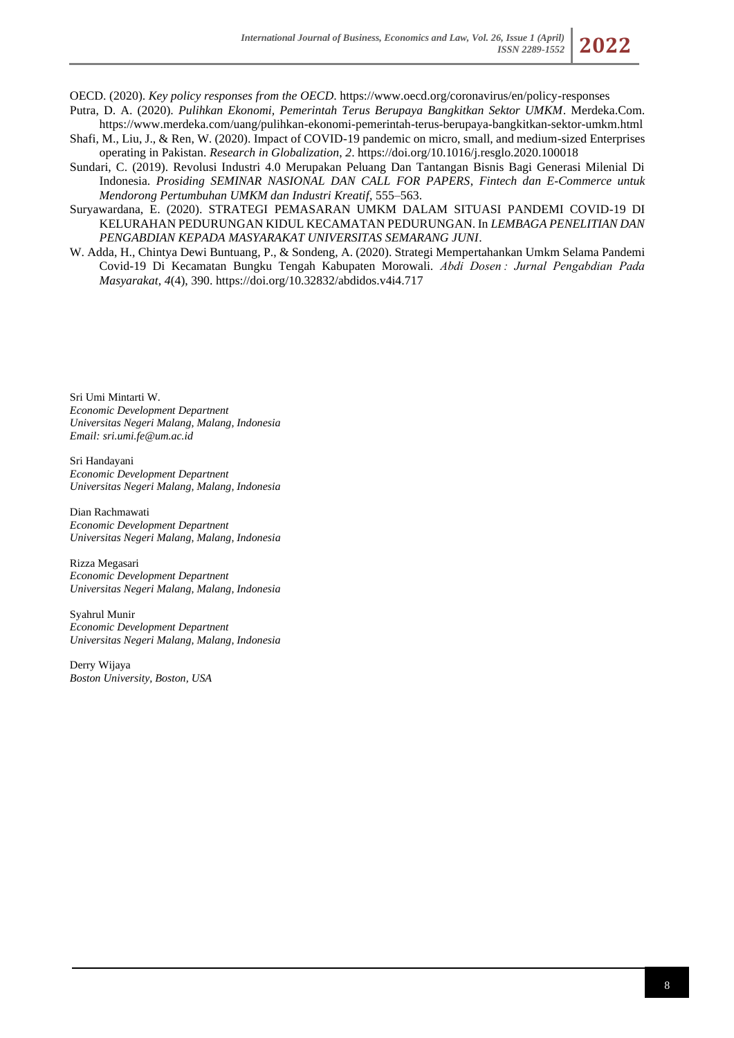OECD. (2020). *Key policy responses from the OECD*. https://www.oecd.org/coronavirus/en/policy-responses

Putra, D. A. (2020). *Pulihkan Ekonomi, Pemerintah Terus Berupaya Bangkitkan Sektor UMKM*. Merdeka.Com. https://www.merdeka.com/uang/pulihkan-ekonomi-pemerintah-terus-berupaya-bangkitkan-sektor-umkm.html

Shafi, M., Liu, J., & Ren, W. (2020). Impact of COVID-19 pandemic on micro, small, and medium-sized Enterprises operating in Pakistan. *Research in Globalization*, *2*. https://doi.org/10.1016/j.resglo.2020.100018

Sundari, C. (2019). Revolusi Industri 4.0 Merupakan Peluang Dan Tantangan Bisnis Bagi Generasi Milenial Di Indonesia. *Prosiding SEMINAR NASIONAL DAN CALL FOR PAPERS, Fintech dan E-Commerce untuk Mendorong Pertumbuhan UMKM dan Industri Kreatif*, 555–563.

Suryawardana, E. (2020). STRATEGI PEMASARAN UMKM DALAM SITUASI PANDEMI COVID-19 DI KELURAHAN PEDURUNGAN KIDUL KECAMATAN PEDURUNGAN. In *LEMBAGA PENELITIAN DAN PENGABDIAN KEPADA MASYARAKAT UNIVERSITAS SEMARANG JUNI*.

W. Adda, H., Chintya Dewi Buntuang, P., & Sondeng, A. (2020). Strategi Mempertahankan Umkm Selama Pandemi Covid-19 Di Kecamatan Bungku Tengah Kabupaten Morowali. *Abdi Dosen : Jurnal Pengabdian Pada Masyarakat*, *4*(4), 390. https://doi.org/10.32832/abdidos.v4i4.717

Sri Umi Mintarti W.
*Economic Development Department*
*Universitas Negeri Malang, Malang, Indonesia*
*Email: sri.umi.fe@um.ac.id*

Sri Handayani
*Economic Development Department*
*Universitas Negeri Malang, Malang, Indonesia*

Dian Rachmawati
*Economic Development Department*
*Universitas Negeri Malang, Malang, Indonesia*

Rizza Megasari
*Economic Development Department*
*Universitas Negeri Malang, Malang, Indonesia*

Syahrul Munir
*Economic Development Department*
*Universitas Negeri Malang, Malang, Indonesia*

Derry Wijaya
*Boston University, Boston, USA*